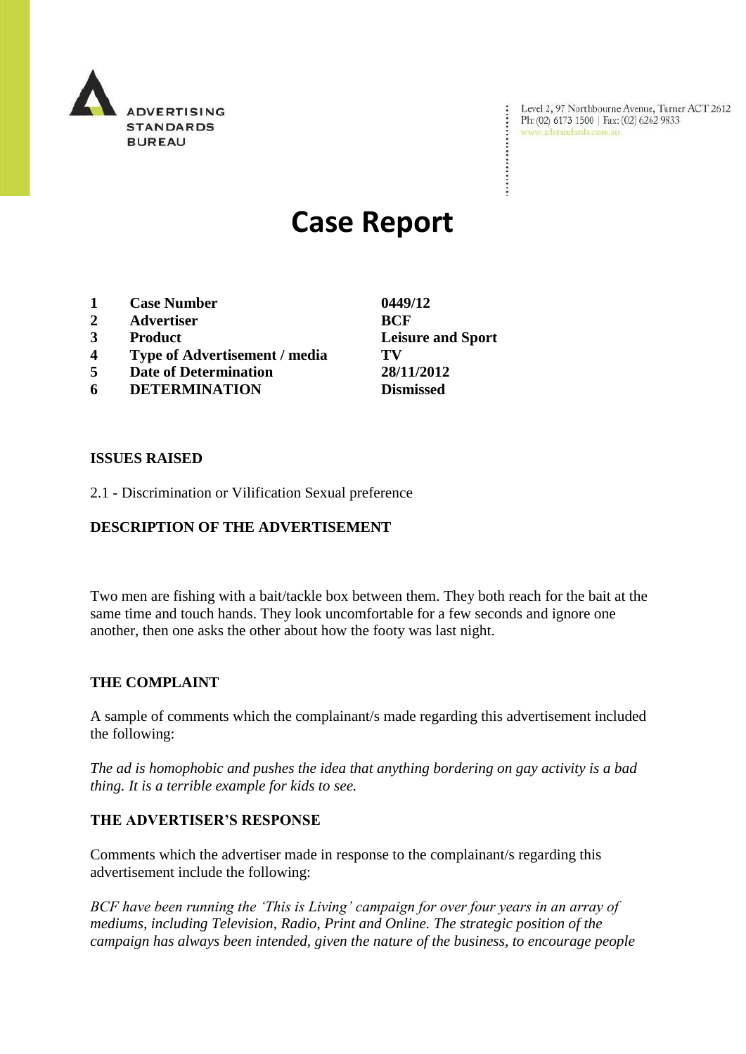ADVERTISING STANDARDS BUREAU

Level 2, 97 Northbourne Avenue, Turner ACT 2612
Ph: (02) 6173 1500 | Fax: (02) 6262 9833
www.adstandards.com.au

# Case Report

| | | |
|---|---|---|
| 1 | **Case Number** | **0449/12** |
| 2 | **Advertiser** | **BCF** |
| 3 | **Product** | **Leisure and Sport** |
| 4 | **Type of Advertisement / media** | **TV** |
| 5 | **Date of Determination** | **28/11/2012** |
| 6 | **DETERMINATION** | **Dismissed** |

**ISSUES RAISED**

2.1 - Discrimination or Vilification Sexual preference

**DESCRIPTION OF THE ADVERTISEMENT**

Two men are fishing with a bait/tackle box between them. They both reach for the bait at the same time and touch hands. They look uncomfortable for a few seconds and ignore one another, then one asks the other about how the footy was last night.

**THE COMPLAINT**

A sample of comments which the complainant/s made regarding this advertisement included the following:

*The ad is homophobic and pushes the idea that anything bordering on gay activity is a bad thing. It is a terrible example for kids to see.*

**THE ADVERTISER'S RESPONSE**

Comments which the advertiser made in response to the complainant/s regarding this advertisement include the following:

*BCF have been running the 'This is Living' campaign for over four years in an array of mediums, including Television, Radio, Print and Online. The strategic position of the campaign has always been intended, given the nature of the business, to encourage people*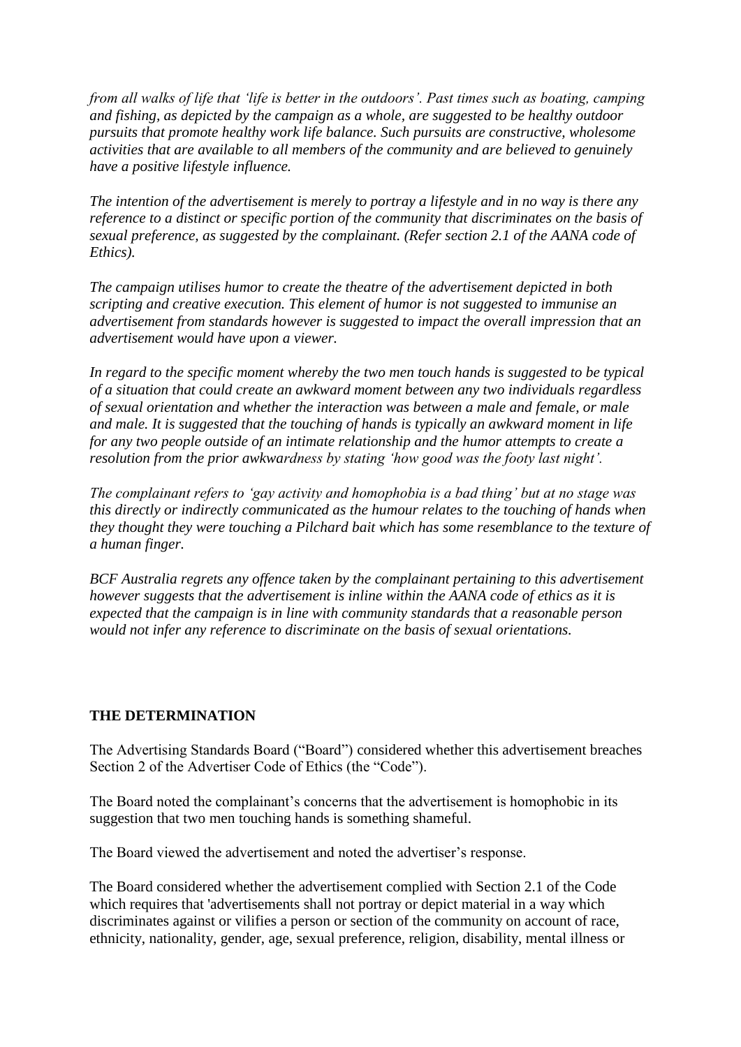*from all walks of life that 'life is better in the outdoors'. Past times such as boating, camping and fishing, as depicted by the campaign as a whole, are suggested to be healthy outdoor pursuits that promote healthy work life balance. Such pursuits are constructive, wholesome activities that are available to all members of the community and are believed to genuinely have a positive lifestyle influence.*

*The intention of the advertisement is merely to portray a lifestyle and in no way is there any reference to a distinct or specific portion of the community that discriminates on the basis of sexual preference, as suggested by the complainant. (Refer section 2.1 of the AANA code of Ethics).*

*The campaign utilises humor to create the theatre of the advertisement depicted in both scripting and creative execution. This element of humor is not suggested to immunise an advertisement from standards however is suggested to impact the overall impression that an advertisement would have upon a viewer.*

*In regard to the specific moment whereby the two men touch hands is suggested to be typical of a situation that could create an awkward moment between any two individuals regardless of sexual orientation and whether the interaction was between a male and female, or male and male. It is suggested that the touching of hands is typically an awkward moment in life for any two people outside of an intimate relationship and the humor attempts to create a resolution from the prior awkwardness by stating 'how good was the footy last night'.*

*The complainant refers to 'gay activity and homophobia is a bad thing' but at no stage was this directly or indirectly communicated as the humour relates to the touching of hands when they thought they were touching a Pilchard bait which has some resemblance to the texture of a human finger.*

*BCF Australia regrets any offence taken by the complainant pertaining to this advertisement however suggests that the advertisement is inline within the AANA code of ethics as it is expected that the campaign is in line with community standards that a reasonable person would not infer any reference to discriminate on the basis of sexual orientations.*

## THE DETERMINATION

The Advertising Standards Board ("Board") considered whether this advertisement breaches Section 2 of the Advertiser Code of Ethics (the "Code").

The Board noted the complainant's concerns that the advertisement is homophobic in its suggestion that two men touching hands is something shameful.

The Board viewed the advertisement and noted the advertiser's response.

The Board considered whether the advertisement complied with Section 2.1 of the Code which requires that 'advertisements shall not portray or depict material in a way which discriminates against or vilifies a person or section of the community on account of race, ethnicity, nationality, gender, age, sexual preference, religion, disability, mental illness or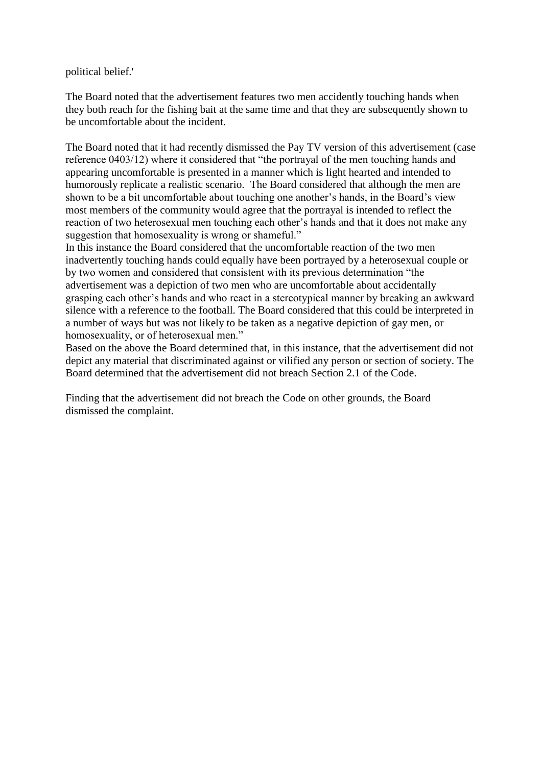political belief.'

The Board noted that the advertisement features two men accidently touching hands when they both reach for the fishing bait at the same time and that they are subsequently shown to be uncomfortable about the incident.

The Board noted that it had recently dismissed the Pay TV version of this advertisement (case reference 0403/12) where it considered that “the portrayal of the men touching hands and appearing uncomfortable is presented in a manner which is light hearted and intended to humorously replicate a realistic scenario. The Board considered that although the men are shown to be a bit uncomfortable about touching one another’s hands, in the Board’s view most members of the community would agree that the portrayal is intended to reflect the reaction of two heterosexual men touching each other’s hands and that it does not make any suggestion that homosexuality is wrong or shameful.”

In this instance the Board considered that the uncomfortable reaction of the two men inadvertently touching hands could equally have been portrayed by a heterosexual couple or by two women and considered that consistent with its previous determination “the advertisement was a depiction of two men who are uncomfortable about accidentally grasping each other’s hands and who react in a stereotypical manner by breaking an awkward silence with a reference to the football. The Board considered that this could be interpreted in a number of ways but was not likely to be taken as a negative depiction of gay men, or homosexuality, or of heterosexual men.”

Based on the above the Board determined that, in this instance, that the advertisement did not depict any material that discriminated against or vilified any person or section of society. The Board determined that the advertisement did not breach Section 2.1 of the Code.

Finding that the advertisement did not breach the Code on other grounds, the Board dismissed the complaint.